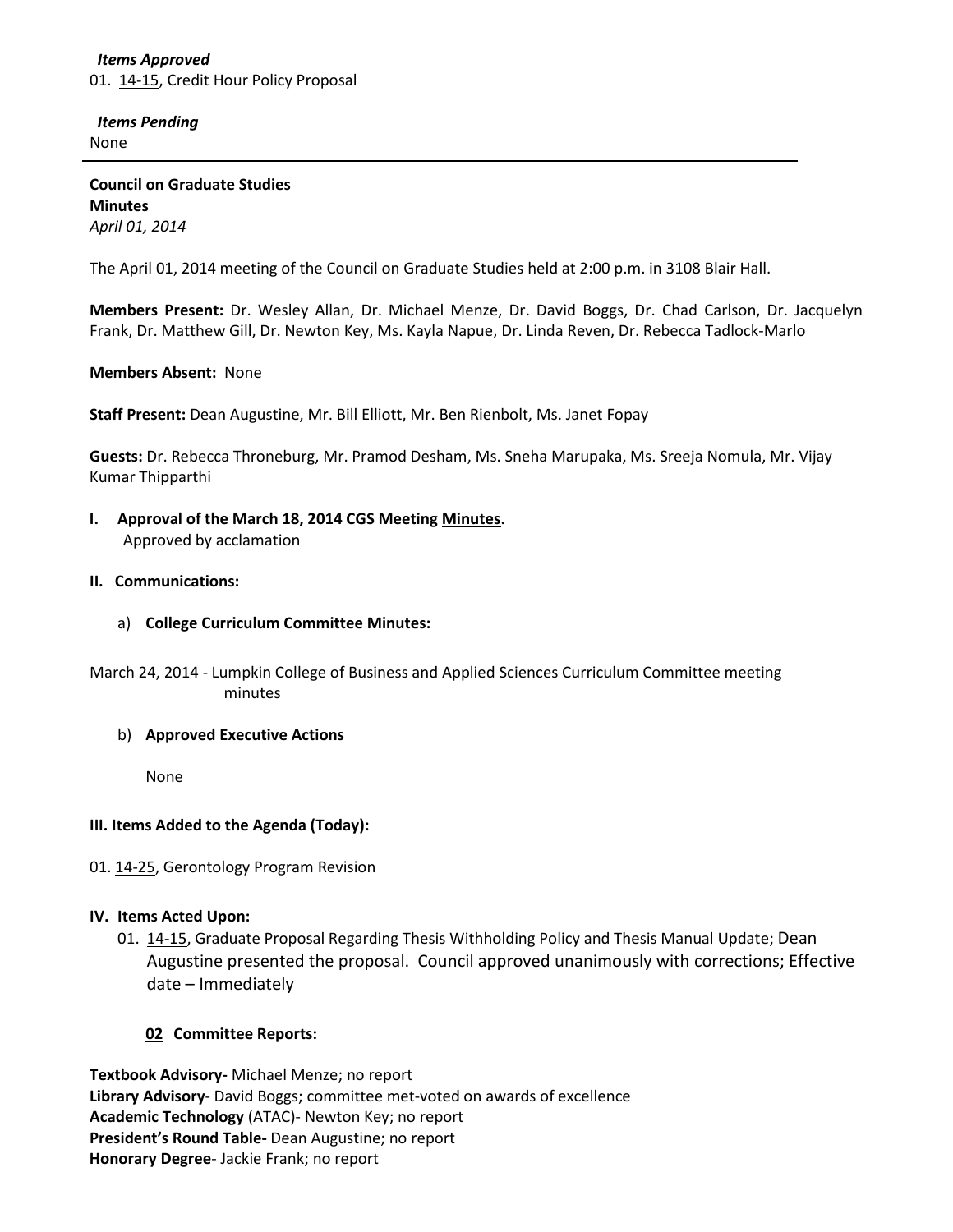***Items Approved***

01. 14-15, Credit Hour Policy Proposal

***Items Pending***

None

---

**Council on Graduate Studies**
**Minutes**
*April 01, 2014*

The April 01, 2014 meeting of the Council on Graduate Studies held at 2:00 p.m. in 3108 Blair Hall.

**Members Present:** Dr. Wesley Allan, Dr. Michael Menze, Dr. David Boggs, Dr. Chad Carlson, Dr. Jacquelyn Frank, Dr. Matthew Gill, Dr. Newton Key, Ms. Kayla Napue, Dr. Linda Reven, Dr. Rebecca Tadlock-Marlo

**Members Absent:** None

**Staff Present:** Dean Augustine, Mr. Bill Elliott, Mr. Ben Rienbolt, Ms. Janet Fopay

**Guests:** Dr. Rebecca Throneburg, Mr. Pramod Desham, Ms. Sneha Marupaka, Ms. Sreeja Nomula, Mr. Vijay Kumar Thipparthi

**I. Approval of the March 18, 2014 CGS Meeting Minutes.**
Approved by acclamation

**II. Communications:**

a) **College Curriculum Committee Minutes:**

March 24, 2014 - Lumpkin College of Business and Applied Sciences Curriculum Committee meeting minutes

b) **Approved Executive Actions**

None

**III. Items Added to the Agenda (Today):**

01. 14-25, Gerontology Program Revision

**IV. Items Acted Upon:**

01. 14-15, Graduate Proposal Regarding Thesis Withholding Policy and Thesis Manual Update; Dean Augustine presented the proposal. Council approved unanimously with corrections; Effective date – Immediately

**02 Committee Reports:**

**Textbook Advisory-** Michael Menze; no report
**Library Advisory**- David Boggs; committee met-voted on awards of excellence
**Academic Technology** (ATAC)- Newton Key; no report
**President's Round Table-** Dean Augustine; no report
**Honorary Degree**- Jackie Frank; no report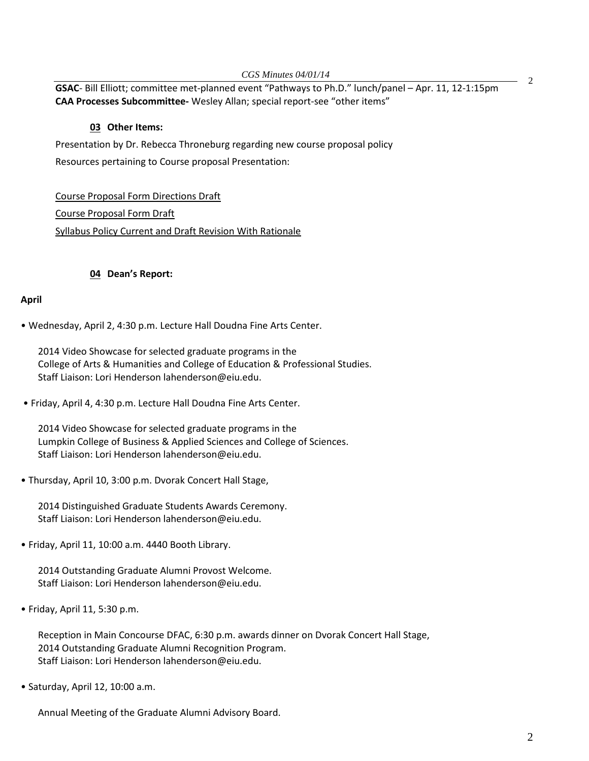**GSAC**- Bill Elliott; committee met-planned event "Pathways to Ph.D." lunch/panel – Apr. 11, 12-1:15pm
**CAA Processes Subcommittee-** Wesley Allan; special report-see "other items"

### 03 Other Items:

Presentation by Dr. Rebecca Throneburg regarding new course proposal policy

Resources pertaining to Course proposal Presentation:

Course Proposal Form Directions Draft

Course Proposal Form Draft

Syllabus Policy Current and Draft Revision With Rationale

### 04 Dean's Report:

**April**

- Wednesday, April 2, 4:30 p.m. Lecture Hall Doudna Fine Arts Center.

  2014 Video Showcase for selected graduate programs in the College of Arts & Humanities and College of Education & Professional Studies.
  Staff Liaison: Lori Henderson lahenderson@eiu.edu.

- Friday, April 4, 4:30 p.m. Lecture Hall Doudna Fine Arts Center.

  2014 Video Showcase for selected graduate programs in the Lumpkin College of Business & Applied Sciences and College of Sciences.
  Staff Liaison: Lori Henderson lahenderson@eiu.edu.

- Thursday, April 10, 3:00 p.m. Dvorak Concert Hall Stage,

  2014 Distinguished Graduate Students Awards Ceremony.
  Staff Liaison: Lori Henderson lahenderson@eiu.edu.

- Friday, April 11, 10:00 a.m. 4440 Booth Library.

  2014 Outstanding Graduate Alumni Provost Welcome.
  Staff Liaison: Lori Henderson lahenderson@eiu.edu.

- Friday, April 11, 5:30 p.m.

  Reception in Main Concourse DFAC, 6:30 p.m. awards dinner on Dvorak Concert Hall Stage,
  2014 Outstanding Graduate Alumni Recognition Program.
  Staff Liaison: Lori Henderson lahenderson@eiu.edu.

- Saturday, April 12, 10:00 a.m.

  Annual Meeting of the Graduate Alumni Advisory Board.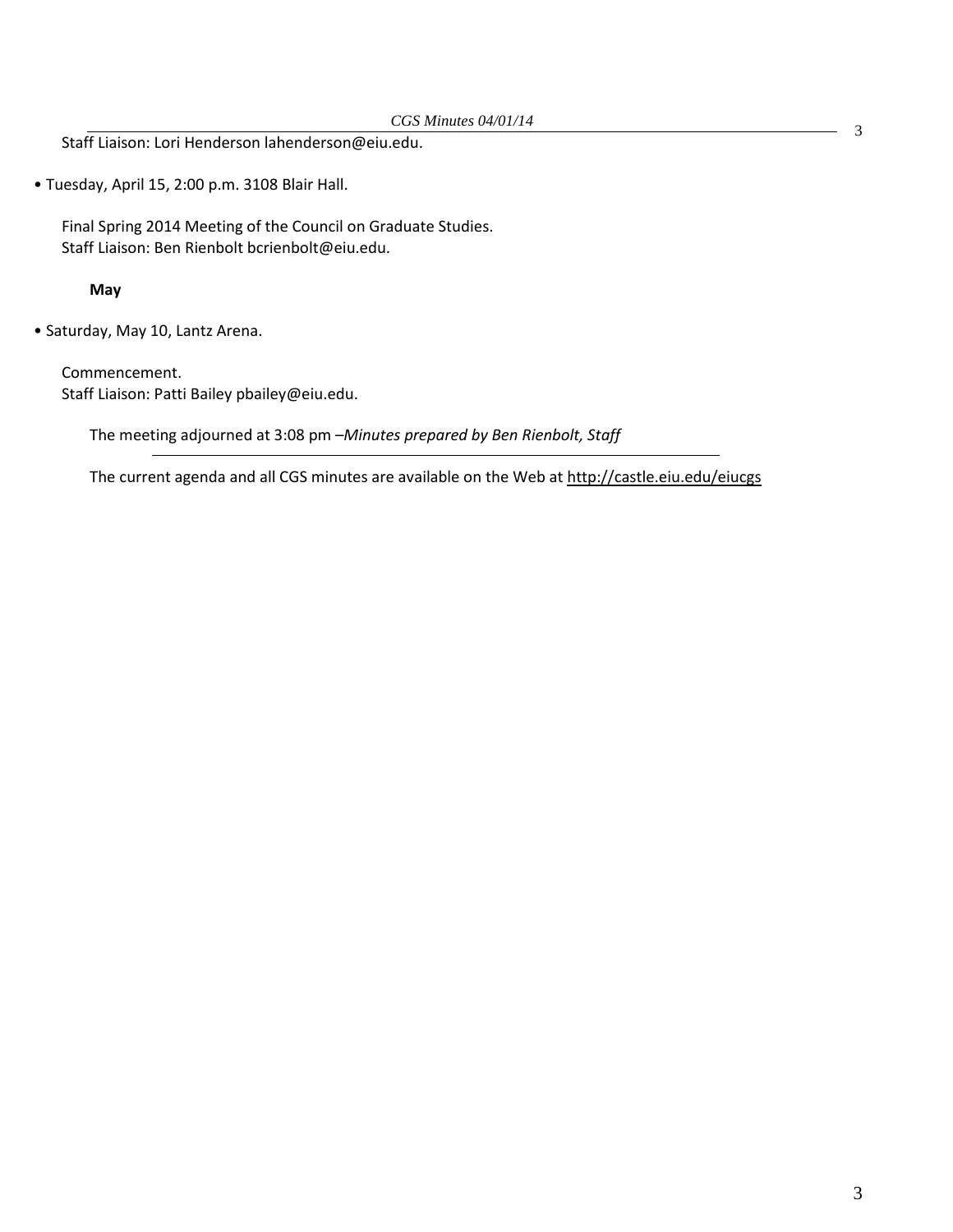Staff Liaison: Lori Henderson lahenderson@eiu.edu.

- Tuesday, April 15, 2:00 p.m. 3108 Blair Hall.

  Final Spring 2014 Meeting of the Council on Graduate Studies.
  Staff Liaison: Ben Rienbolt bcrienbolt@eiu.edu.

**May**

- Saturday, May 10, Lantz Arena.

  Commencement.
  Staff Liaison: Patti Bailey pbailey@eiu.edu.

The meeting adjourned at 3:08 pm –*Minutes prepared by Ben Rienbolt, Staff*

---

The current agenda and all CGS minutes are available on the Web at http://castle.eiu.edu/eiucgs